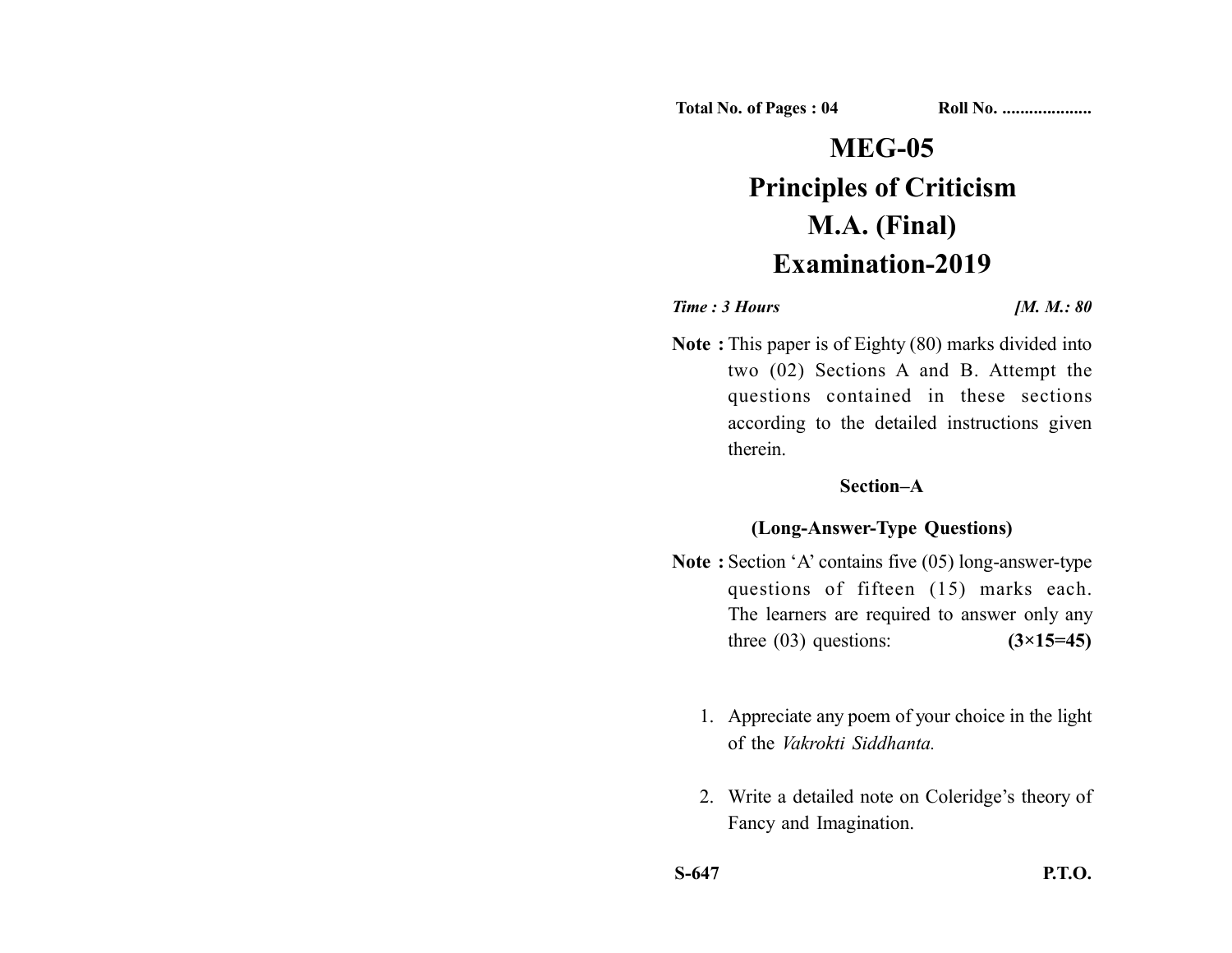Total No. of Pages : 04 Roll No. ....................

# MEG-05

# Principles of Criticism

# M.A. (Final)

# Examination-2019

*Time : 3 Hours* *[M. M.: 80*

**Note :** This paper is of Eighty (80) marks divided into two (02) Sections A and B. Attempt the questions contained in these sections according to the detailed instructions given therein.

## Section–A

### (Long-Answer-Type Questions)

**Note :** Section 'A' contains five (05) long-answer-type questions of fifteen (15) marks each. The learners are required to answer only any three (03) questions: **(3×15=45)**

1. Appreciate any poem of your choice in the light of the *Vakrokti Siddhanta.*

2. Write a detailed note on Coleridge's theory of Fancy and Imagination.

**S-647** **P.T.O.**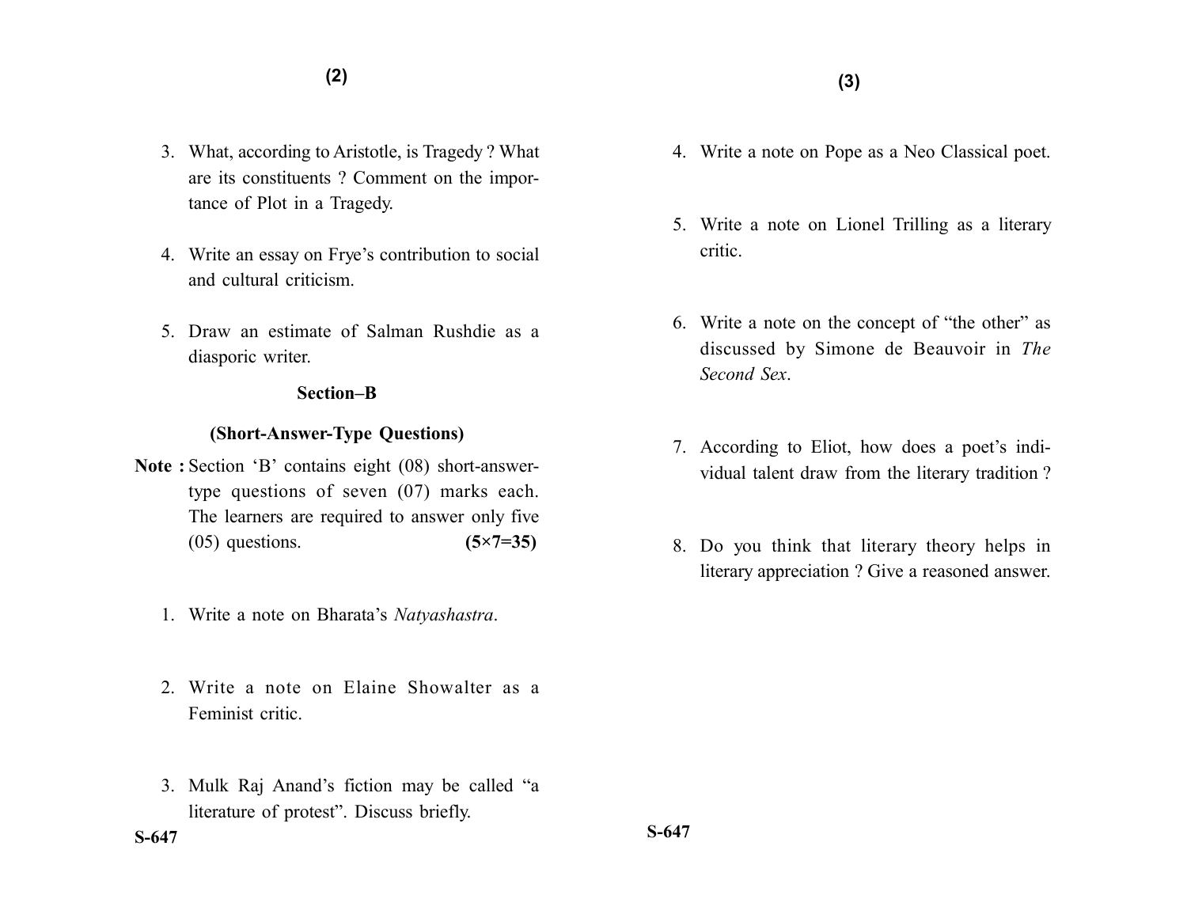3. What, according to Aristotle, is Tragedy ? What are its constituents ? Comment on the importance of Plot in a Tragedy.

4. Write an essay on Frye's contribution to social and cultural criticism.

5. Draw an estimate of Salman Rushdie as a diasporic writer.

### Section–B

### (Short-Answer-Type Questions)

**Note :** Section 'B' contains eight (08) short-answer-type questions of seven (07) marks each. The learners are required to answer only five (05) questions. **(5×7=35)**

1. Write a note on Bharata's *Natyashastra*.

2. Write a note on Elaine Showalter as a Feminist critic.

3. Mulk Raj Anand's fiction may be called "a literature of protest". Discuss briefly.

4. Write a note on Pope as a Neo Classical poet.

5. Write a note on Lionel Trilling as a literary critic.

6. Write a note on the concept of "the other" as discussed by Simone de Beauvoir in *The Second Sex*.

7. According to Eliot, how does a poet's individual talent draw from the literary tradition ?

8. Do you think that literary theory helps in literary appreciation ? Give a reasoned answer.